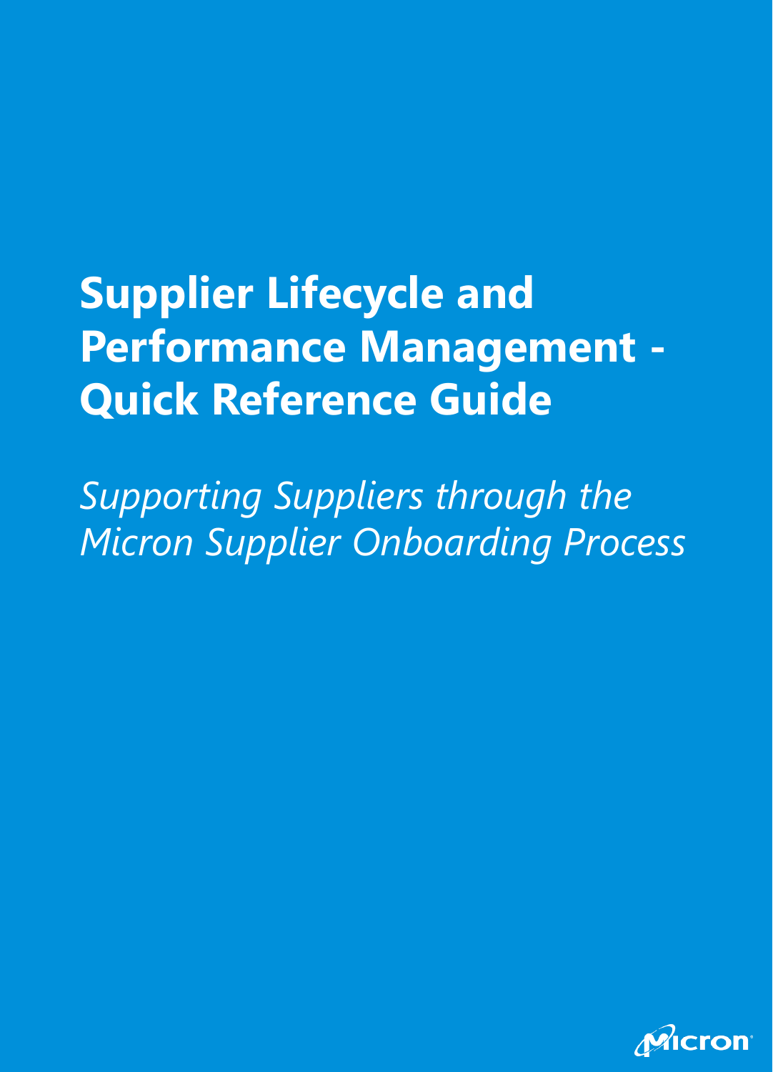# Supplier Lifecycle and Performance Management - Quick Reference Guide

*Supporting Suppliers through the Micron Supplier Onboarding Process*

Micron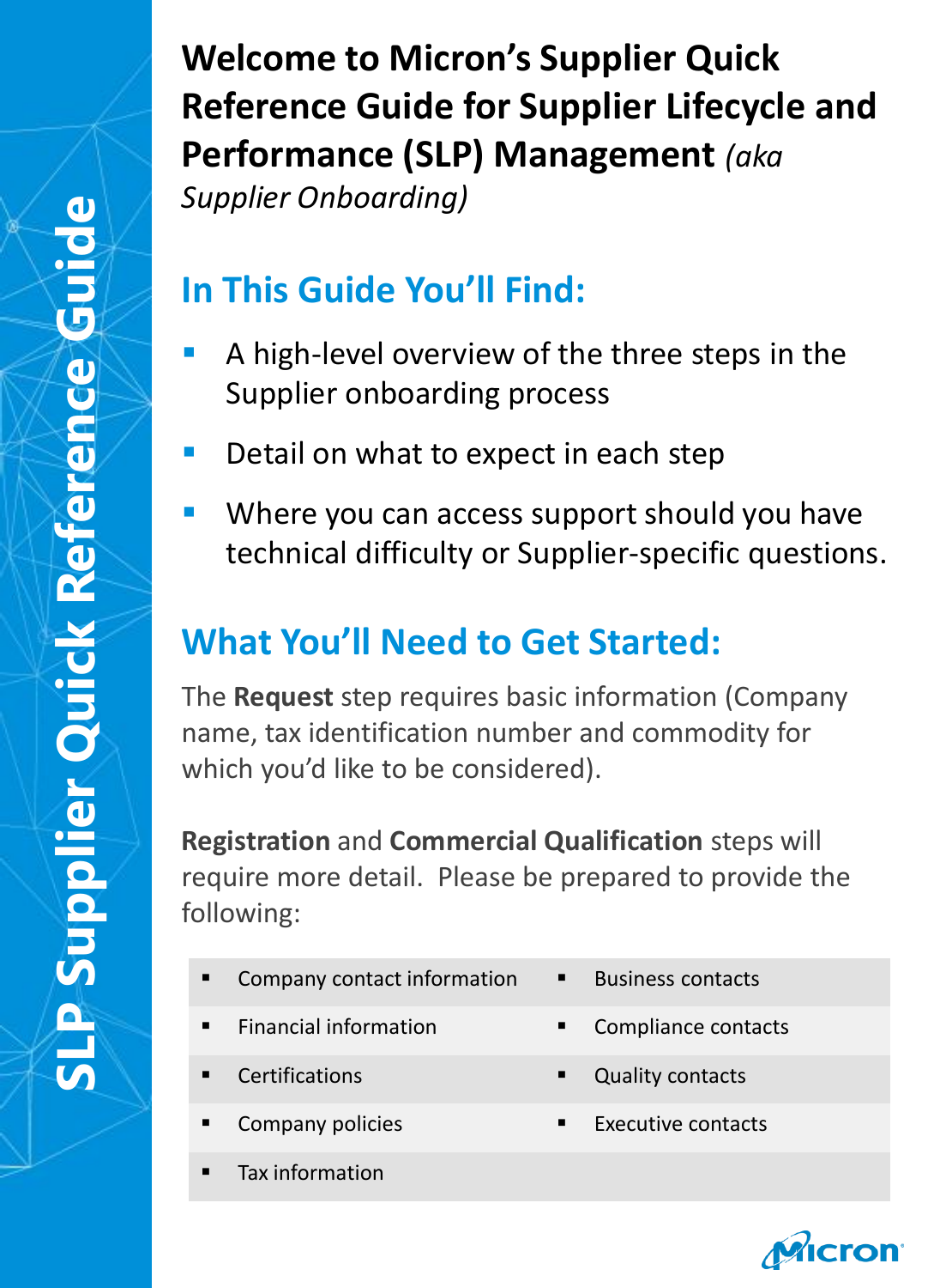# Welcome to Micron's Supplier Quick Reference Guide for Supplier Lifecycle and Performance (SLP) Management *(aka Supplier Onboarding)*

SLP Supplier Quick Reference Guide

## In This Guide You'll Find:

- A high-level overview of the three steps in the Supplier onboarding process
- Detail on what to expect in each step
- Where you can access support should you have technical difficulty or Supplier-specific questions.

## What You'll Need to Get Started:

The **Request** step requires basic information (Company name, tax identification number and commodity for which you'd like to be considered).

**Registration** and **Commercial Qualification** steps will require more detail. Please be prepared to provide the following:

- Company contact information
- Financial information
- Certifications
- Company policies
- Tax information
- Business contacts
- Compliance contacts
- Quality contacts
- Executive contacts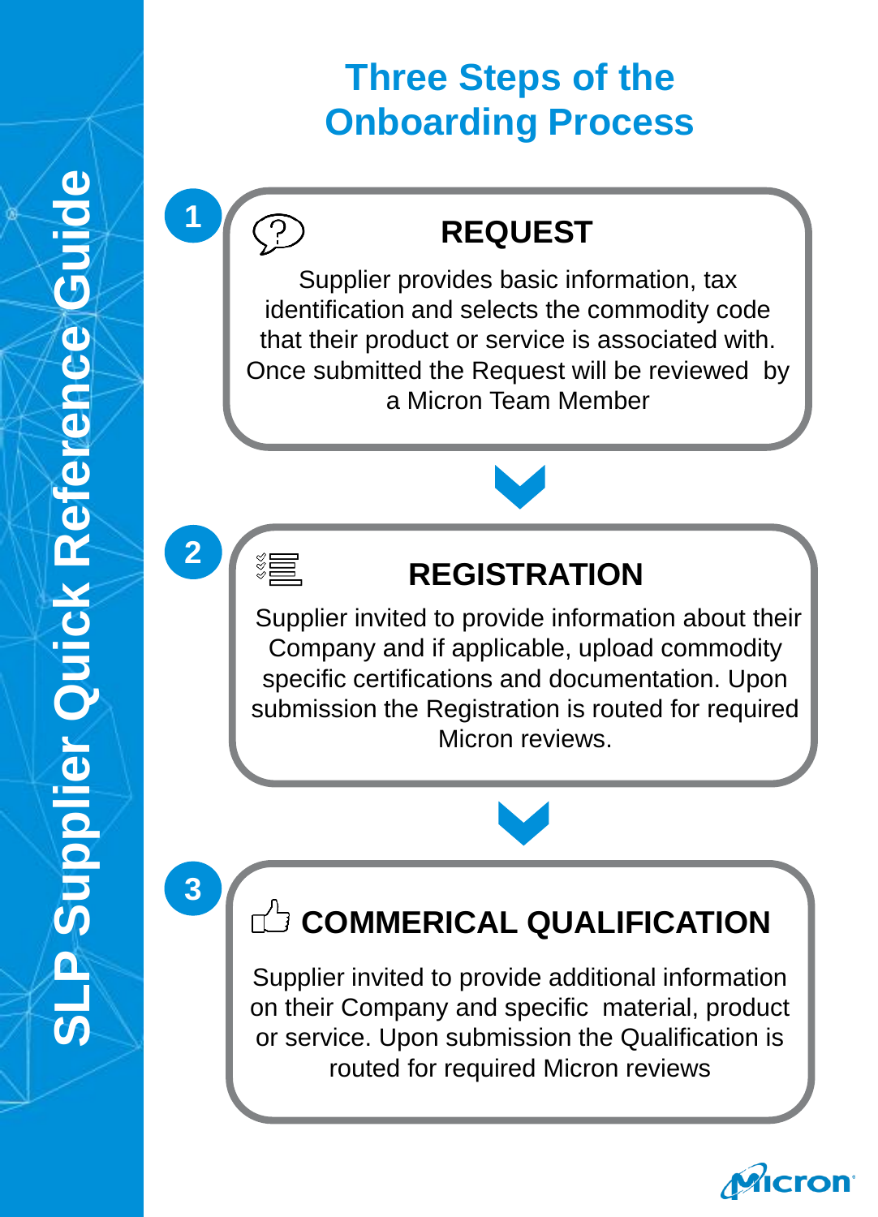SLP Supplier Quick Reference Guide

# Three Steps of the Onboarding Process

## 1 REQUEST

Supplier provides basic information, tax identification and selects the commodity code that their product or service is associated with. Once submitted the Request will be reviewed by a Micron Team Member

## 2 REGISTRATION

Supplier invited to provide information about their Company and if applicable, upload commodity specific certifications and documentation. Upon submission the Registration is routed for required Micron reviews.

## 3 COMMERICAL QUALIFICATION

Supplier invited to provide additional information on their Company and specific material, product or service. Upon submission the Qualification is routed for required Micron reviews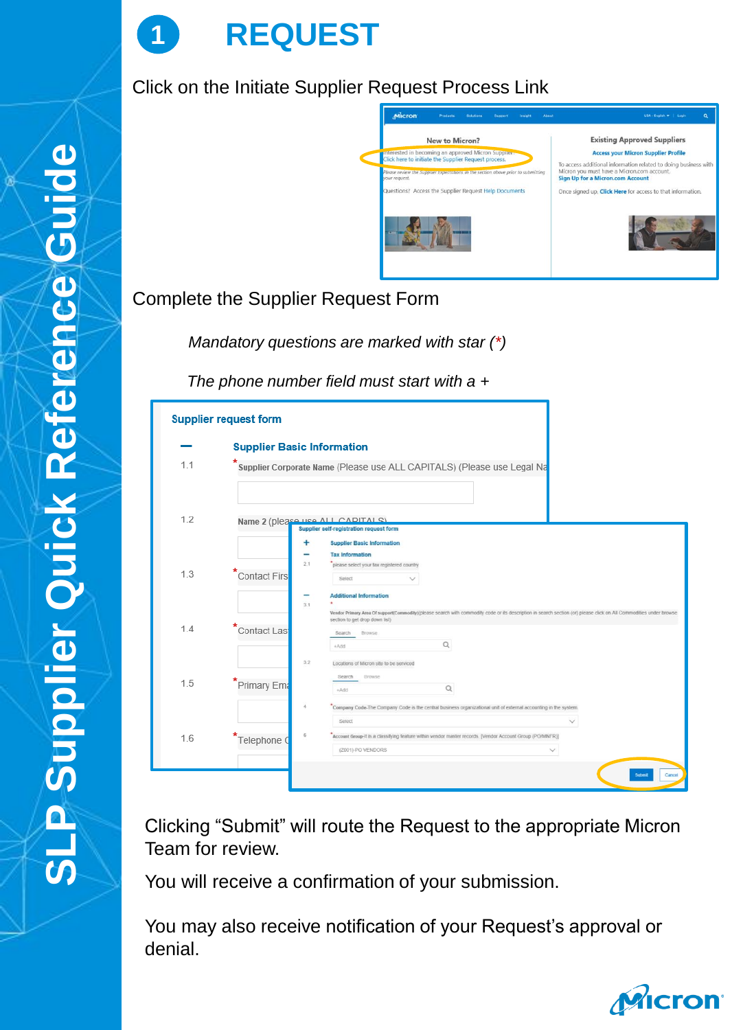# 1 REQUEST

Click on the Initiate Supplier Request Process Link

Complete the Supplier Request Form

*Mandatory questions are marked with star (*)*

*The phone number field must start with a +*

Clicking "Submit" will route the Request to the appropriate Micron Team for review.

You will receive a confirmation of your submission.

You may also receive notification of your Request's approval or denial.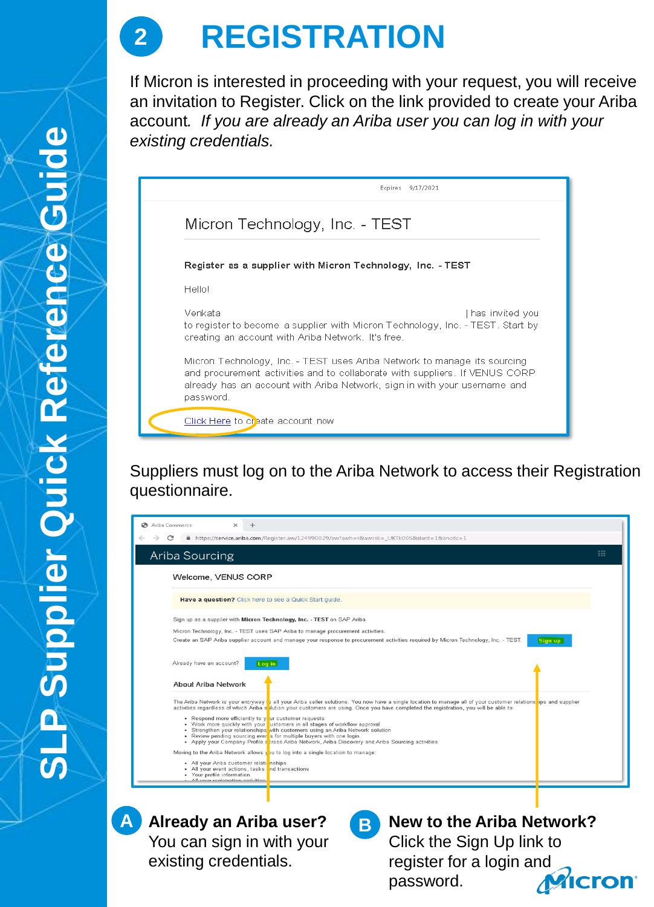# 2 REGISTRATION

If Micron is interested in proceeding with your request, you will receive an invitation to Register. Click on the link provided to create your Ariba account. *If you are already an Ariba user you can log in with your existing credentials.*

Expires 9/17/2021

Micron Technology, Inc. - TEST

**Register as a supplier with Micron Technology, Inc. - TEST**

Hello!

Venkata | has invited you to register to become a supplier with Micron Technology, Inc. - TEST. Start by creating an account with Ariba Network. It's free.

Micron Technology, Inc. - TEST uses Ariba Network to manage its sourcing and procurement activities and to collaborate with suppliers. If VENUS CORP already has an account with Ariba Network, sign in with your username and password.

Click Here to create account now

Suppliers must log on to the Ariba Network to access their Registration questionnaire.

Ariba Sourcing

Welcome, VENUS CORP

**Have a question?** Click here to see a Quick Start guide.

Sign up as a supplier with **Micron Technology, Inc. - TEST** on SAP Ariba.

Micron Technology, Inc. - TEST uses SAP Ariba to manage procurement activities.

Create an SAP Ariba supplier account and manage your response to procurement activities required by Micron Technology, Inc. - TEST. **Sign up**

Already have an account? **Log in**

About Ariba Network

**A** **Already an Ariba user?** You can sign in with your existing credentials.

**B** **New to the Ariba Network?** Click the Sign Up link to register for a login and password.

SLP Supplier Quick Reference Guide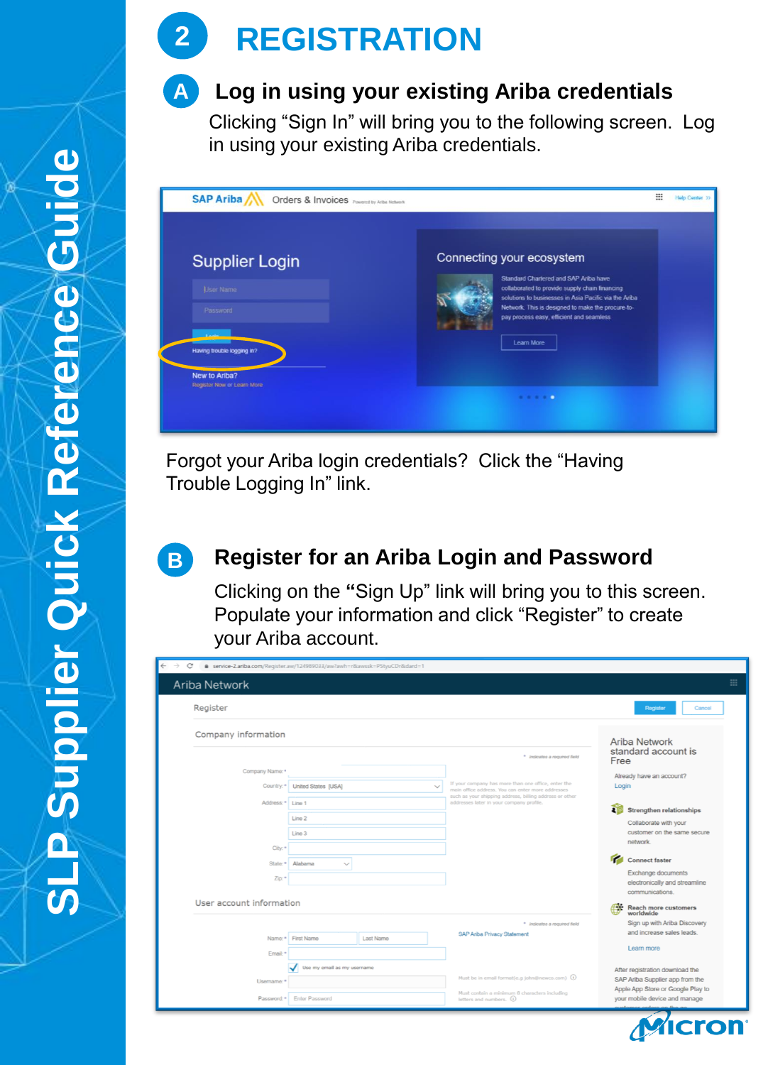# 2 REGISTRATION

## A Log in using your existing Ariba credentials

Clicking “Sign In” will bring you to the following screen. Log in using your existing Ariba credentials.

Forgot your Ariba login credentials? Click the “Having Trouble Logging In” link.

## B Register for an Ariba Login and Password

Clicking on the **“**Sign Up” link will bring you to this screen. Populate your information and click “Register” to create your Ariba account.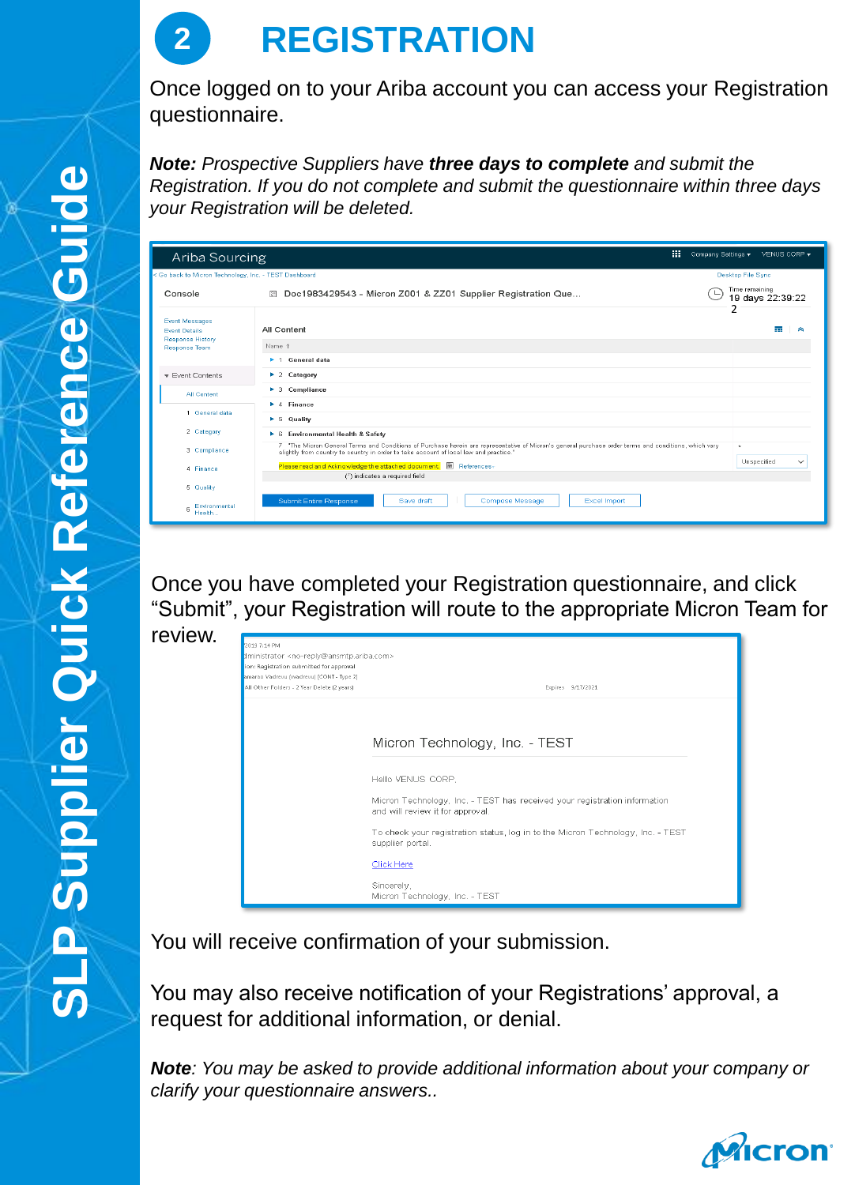# 2 REGISTRATION

Once logged on to your Ariba account you can access your Registration questionnaire.

***Note:*** *Prospective Suppliers have **three days to complete** and submit the Registration. If you do not complete and submit the questionnaire within three days your Registration will be deleted.*

Once you have completed your Registration questionnaire, and click "Submit", your Registration will route to the appropriate Micron Team for review.

You will receive confirmation of your submission.

You may also receive notification of your Registrations' approval, a request for additional information, or denial.

***Note****: You may be asked to provide additional information about your company or clarify your questionnaire answers..*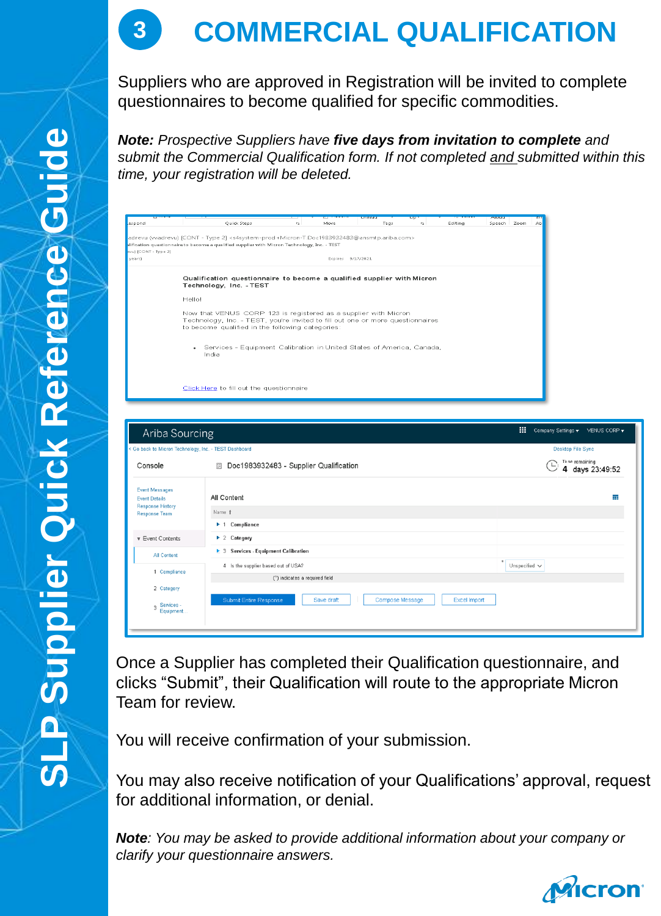# 3 COMMERCIAL QUALIFICATION

Suppliers who are approved in Registration will be invited to complete questionnaires to become qualified for specific commodities.

***Note:*** *Prospective Suppliers have* ***five days from invitation to complete*** *and submit the Commercial Qualification form. If not completed and submitted within this time, your registration will be deleted.*

Qualification questionnaire to become a qualified supplier with Micron Technology, Inc. - TEST

Hello!

Now that VENUS CORP 123 is registered as a supplier with Micron Technology, Inc. - TEST, you're invited to fill out one or more questionnaires to become qualified in the following categories:

- Services - Equipment Calibration in United States of America, Canada, India

Click Here to fill out the questionnaire

Ariba Sourcing

Doc1983932483 - Supplier Qualification

Time remaining 4 days 23:49:52

Once a Supplier has completed their Qualification questionnaire, and clicks "Submit", their Qualification will route to the appropriate Micron Team for review.

You will receive confirmation of your submission.

You may also receive notification of your Qualifications' approval, request for additional information, or denial.

***Note***: *You may be asked to provide additional information about your company or clarify your questionnaire answers.*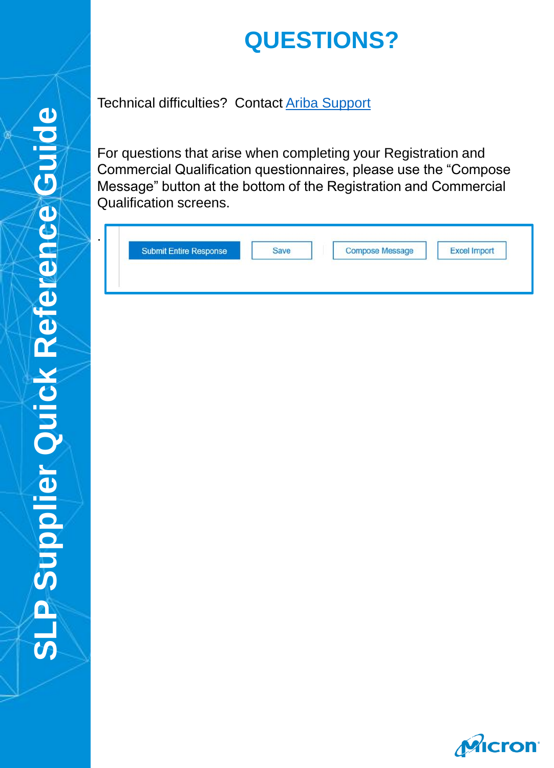# QUESTIONS?

Technical difficulties? Contact Ariba Support

For questions that arise when completing your Registration and Commercial Qualification questionnaires, please use the "Compose Message" button at the bottom of the Registration and Commercial Qualification screens.

Submit Entire Response | Save | Compose Message | Excel Import